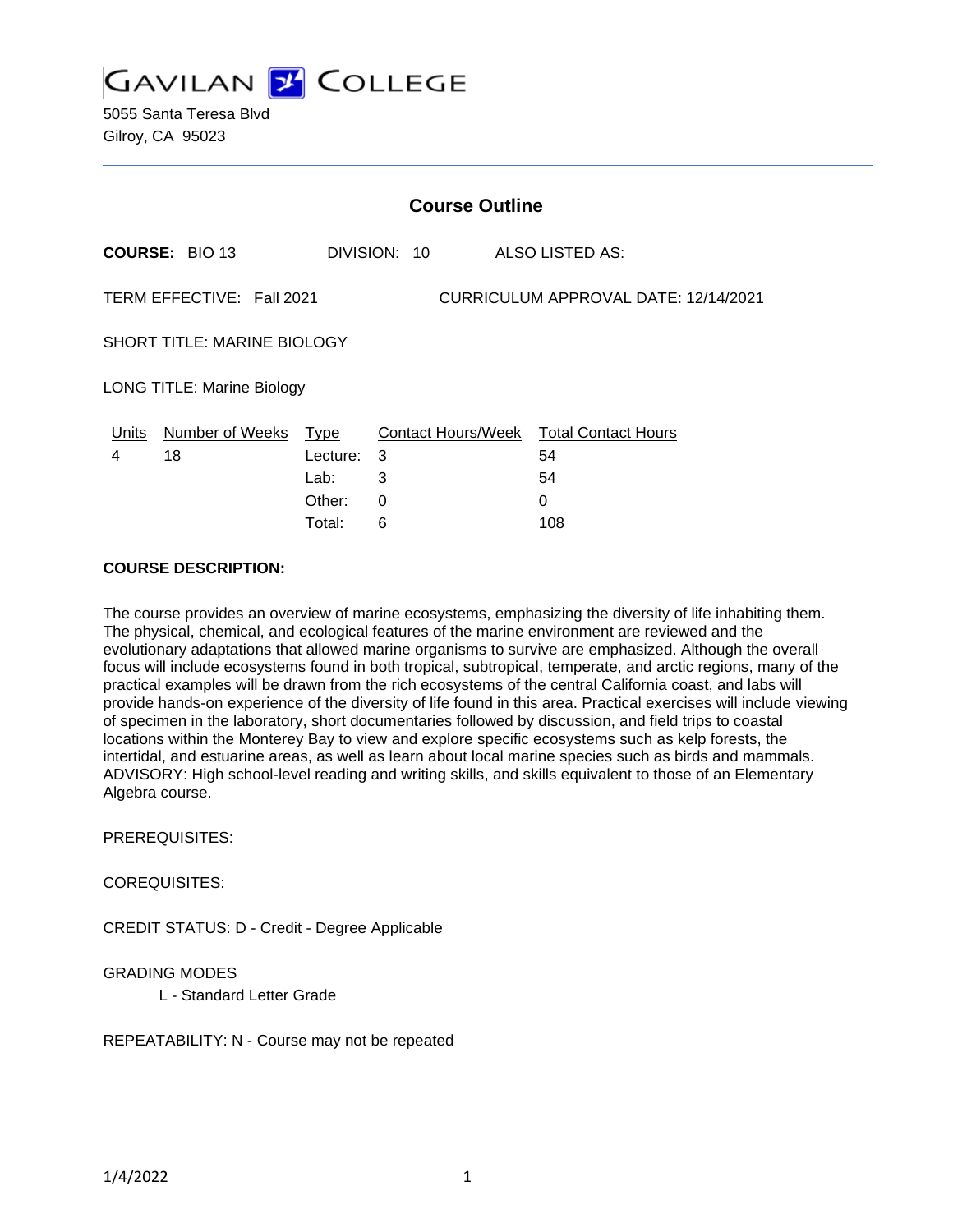# GAVILAN COLLEGE

5055 Santa Teresa Blvd
Gilroy, CA 95023

## Course Outline

**COURSE:** BIO 13 DIVISION: 10 ALSO LISTED AS:

TERM EFFECTIVE: Fall 2021 CURRICULUM APPROVAL DATE: 12/14/2021

SHORT TITLE: MARINE BIOLOGY

LONG TITLE: Marine Biology

| Units | Number of Weeks | Type | Contact Hours/Week | Total Contact Hours |
|---|---|---|---|---|
| 4 | 18 | Lecture: | 3 | 54 |
| | | Lab: | 3 | 54 |
| | | Other: | 0 | 0 |
| | | Total: | 6 | 108 |

**COURSE DESCRIPTION:**

The course provides an overview of marine ecosystems, emphasizing the diversity of life inhabiting them. The physical, chemical, and ecological features of the marine environment are reviewed and the evolutionary adaptations that allowed marine organisms to survive are emphasized. Although the overall focus will include ecosystems found in both tropical, subtropical, temperate, and arctic regions, many of the practical examples will be drawn from the rich ecosystems of the central California coast, and labs will provide hands-on experience of the diversity of life found in this area. Practical exercises will include viewing of specimen in the laboratory, short documentaries followed by discussion, and field trips to coastal locations within the Monterey Bay to view and explore specific ecosystems such as kelp forests, the intertidal, and estuarine areas, as well as learn about local marine species such as birds and mammals. ADVISORY: High school-level reading and writing skills, and skills equivalent to those of an Elementary Algebra course.

PREREQUISITES:

COREQUISITES:

CREDIT STATUS: D - Credit - Degree Applicable

GRADING MODES

L - Standard Letter Grade

REPEATABILITY: N - Course may not be repeated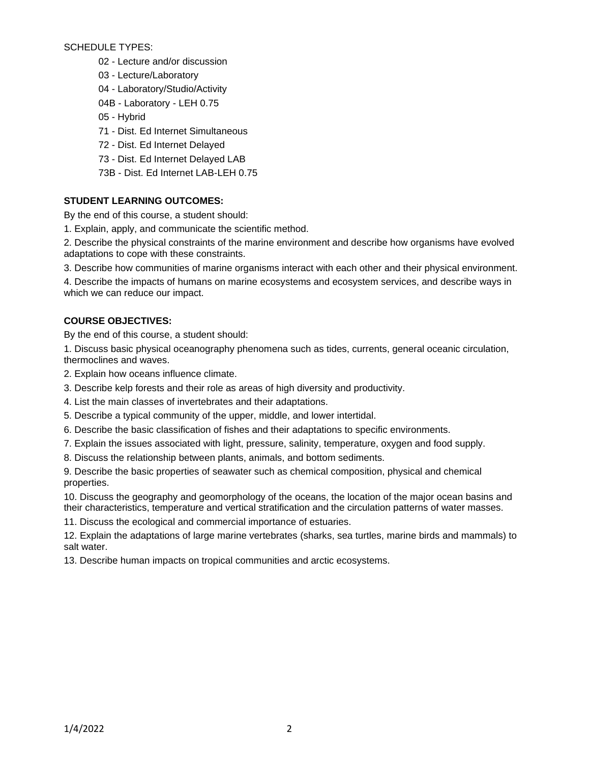SCHEDULE TYPES:

- 02 - Lecture and/or discussion
- 03 - Lecture/Laboratory
- 04 - Laboratory/Studio/Activity
- 04B - Laboratory - LEH 0.75
- 05 - Hybrid
- 71 - Dist. Ed Internet Simultaneous
- 72 - Dist. Ed Internet Delayed
- 73 - Dist. Ed Internet Delayed LAB
- 73B - Dist. Ed Internet LAB-LEH 0.75

**STUDENT LEARNING OUTCOMES:**

By the end of this course, a student should:

1. Explain, apply, and communicate the scientific method.
2. Describe the physical constraints of the marine environment and describe how organisms have evolved adaptations to cope with these constraints.
3. Describe how communities of marine organisms interact with each other and their physical environment.
4. Describe the impacts of humans on marine ecosystems and ecosystem services, and describe ways in which we can reduce our impact.

**COURSE OBJECTIVES:**

By the end of this course, a student should:

1. Discuss basic physical oceanography phenomena such as tides, currents, general oceanic circulation, thermoclines and waves.
2. Explain how oceans influence climate.
3. Describe kelp forests and their role as areas of high diversity and productivity.
4. List the main classes of invertebrates and their adaptations.
5. Describe a typical community of the upper, middle, and lower intertidal.
6. Describe the basic classification of fishes and their adaptations to specific environments.
7. Explain the issues associated with light, pressure, salinity, temperature, oxygen and food supply.
8. Discuss the relationship between plants, animals, and bottom sediments.
9. Describe the basic properties of seawater such as chemical composition, physical and chemical properties.
10. Discuss the geography and geomorphology of the oceans, the location of the major ocean basins and their characteristics, temperature and vertical stratification and the circulation patterns of water masses.
11. Discuss the ecological and commercial importance of estuaries.
12. Explain the adaptations of large marine vertebrates (sharks, sea turtles, marine birds and mammals) to salt water.
13. Describe human impacts on tropical communities and arctic ecosystems.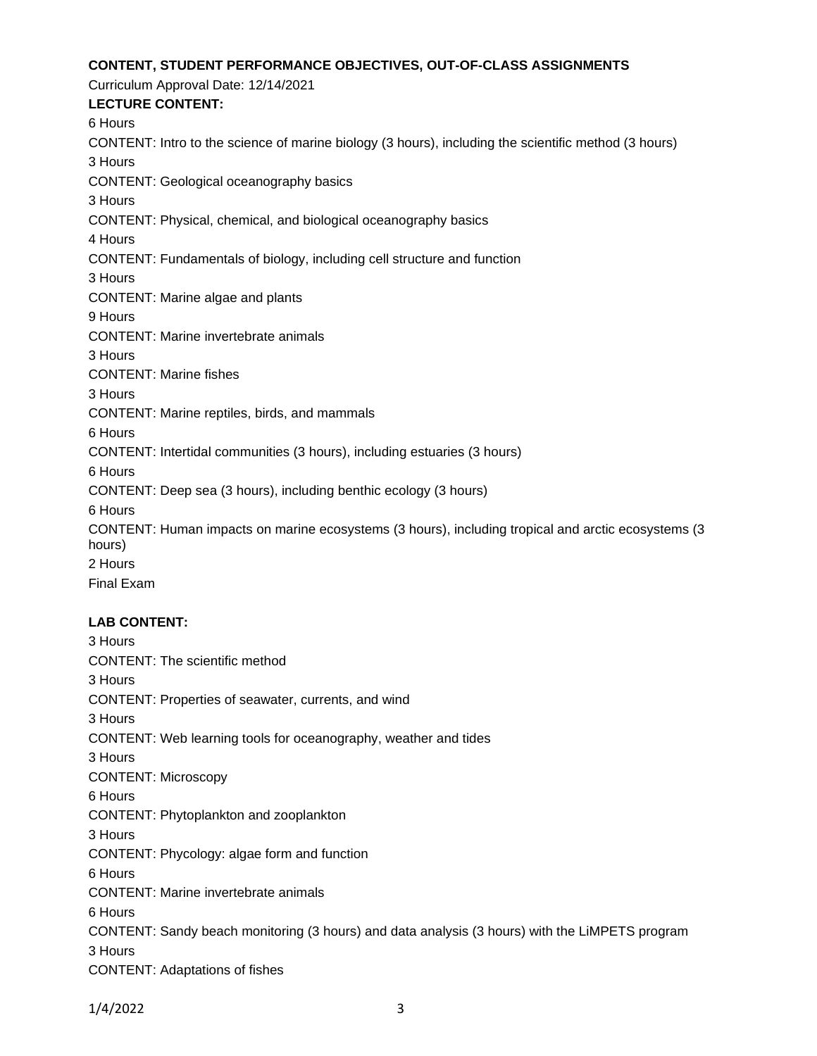**CONTENT, STUDENT PERFORMANCE OBJECTIVES, OUT-OF-CLASS ASSIGNMENTS**

Curriculum Approval Date: 12/14/2021

**LECTURE CONTENT:**

6 Hours

CONTENT: Intro to the science of marine biology (3 hours), including the scientific method (3 hours)

3 Hours

CONTENT: Geological oceanography basics

3 Hours

CONTENT: Physical, chemical, and biological oceanography basics

4 Hours

CONTENT: Fundamentals of biology, including cell structure and function

3 Hours

CONTENT: Marine algae and plants

9 Hours

CONTENT: Marine invertebrate animals

3 Hours

CONTENT: Marine fishes

3 Hours

CONTENT: Marine reptiles, birds, and mammals

6 Hours

CONTENT: Intertidal communities (3 hours), including estuaries (3 hours)

6 Hours

CONTENT: Deep sea (3 hours), including benthic ecology (3 hours)

6 Hours

CONTENT: Human impacts on marine ecosystems (3 hours), including tropical and arctic ecosystems (3 hours)

2 Hours

Final Exam

**LAB CONTENT:**

3 Hours

CONTENT: The scientific method

3 Hours

CONTENT: Properties of seawater, currents, and wind

3 Hours

CONTENT: Web learning tools for oceanography, weather and tides

3 Hours

CONTENT: Microscopy

6 Hours

CONTENT: Phytoplankton and zooplankton

3 Hours

CONTENT: Phycology: algae form and function

6 Hours

CONTENT: Marine invertebrate animals

6 Hours

CONTENT: Sandy beach monitoring (3 hours) and data analysis (3 hours) with the LiMPETS program

3 Hours

CONTENT: Adaptations of fishes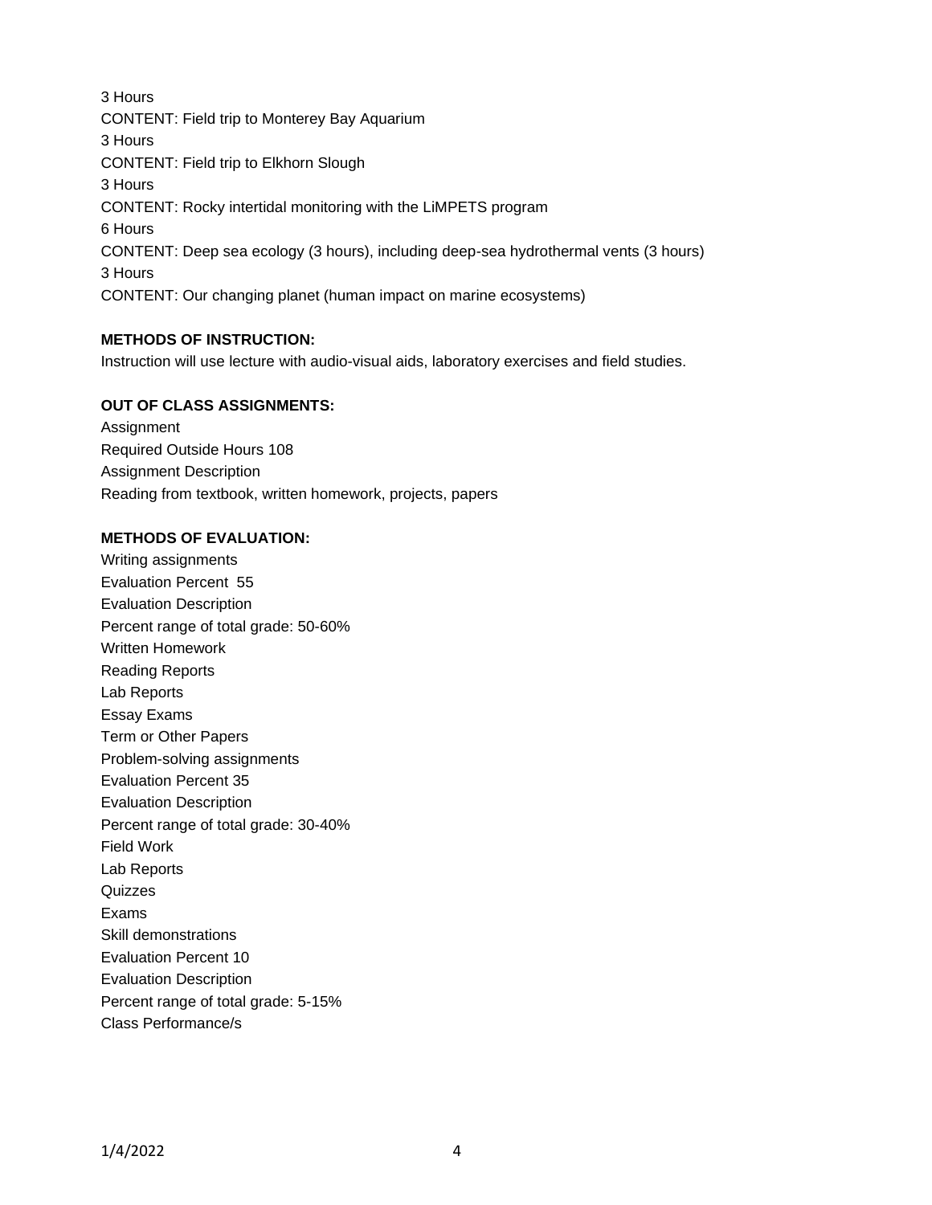3 Hours

CONTENT: Field trip to Monterey Bay Aquarium

3 Hours

CONTENT: Field trip to Elkhorn Slough

3 Hours

CONTENT: Rocky intertidal monitoring with the LiMPETS program

6 Hours

CONTENT: Deep sea ecology (3 hours), including deep-sea hydrothermal vents (3 hours)

3 Hours

CONTENT: Our changing planet (human impact on marine ecosystems)

**METHODS OF INSTRUCTION:**

Instruction will use lecture with audio-visual aids, laboratory exercises and field studies.

**OUT OF CLASS ASSIGNMENTS:**

Assignment

Required Outside Hours 108

Assignment Description

Reading from textbook, written homework, projects, papers

**METHODS OF EVALUATION:**

Writing assignments

Evaluation Percent 55

Evaluation Description

Percent range of total grade: 50-60%

Written Homework

Reading Reports

Lab Reports

Essay Exams

Term or Other Papers

Problem-solving assignments

Evaluation Percent 35

Evaluation Description

Percent range of total grade: 30-40%

Field Work

Lab Reports

Quizzes

Exams

Skill demonstrations

Evaluation Percent 10

Evaluation Description

Percent range of total grade: 5-15%

Class Performance/s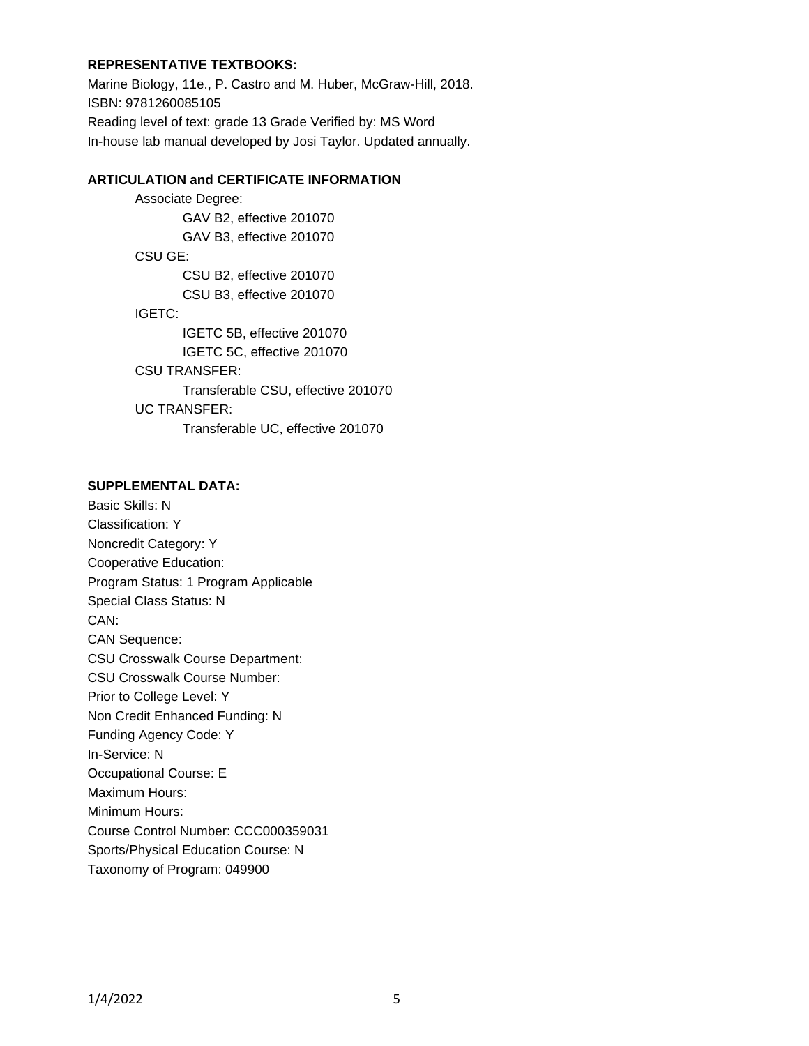**REPRESENTATIVE TEXTBOOKS:**

Marine Biology, 11e., P. Castro and M. Huber, McGraw-Hill, 2018.
ISBN: 9781260085105
Reading level of text: grade 13 Grade Verified by: MS Word
In-house lab manual developed by Josi Taylor. Updated annually.

**ARTICULATION and CERTIFICATE INFORMATION**

Associate Degree:
- GAV B2, effective 201070
- GAV B3, effective 201070

CSU GE:
- CSU B2, effective 201070
- CSU B3, effective 201070

IGETC:
- IGETC 5B, effective 201070
- IGETC 5C, effective 201070

CSU TRANSFER:
- Transferable CSU, effective 201070

UC TRANSFER:
- Transferable UC, effective 201070

**SUPPLEMENTAL DATA:**

Basic Skills: N
Classification: Y
Noncredit Category: Y
Cooperative Education:
Program Status: 1 Program Applicable
Special Class Status: N
CAN:
CAN Sequence:
CSU Crosswalk Course Department:
CSU Crosswalk Course Number:
Prior to College Level: Y
Non Credit Enhanced Funding: N
Funding Agency Code: Y
In-Service: N
Occupational Course: E
Maximum Hours:
Minimum Hours:
Course Control Number: CCC000359031
Sports/Physical Education Course: N
Taxonomy of Program: 049900